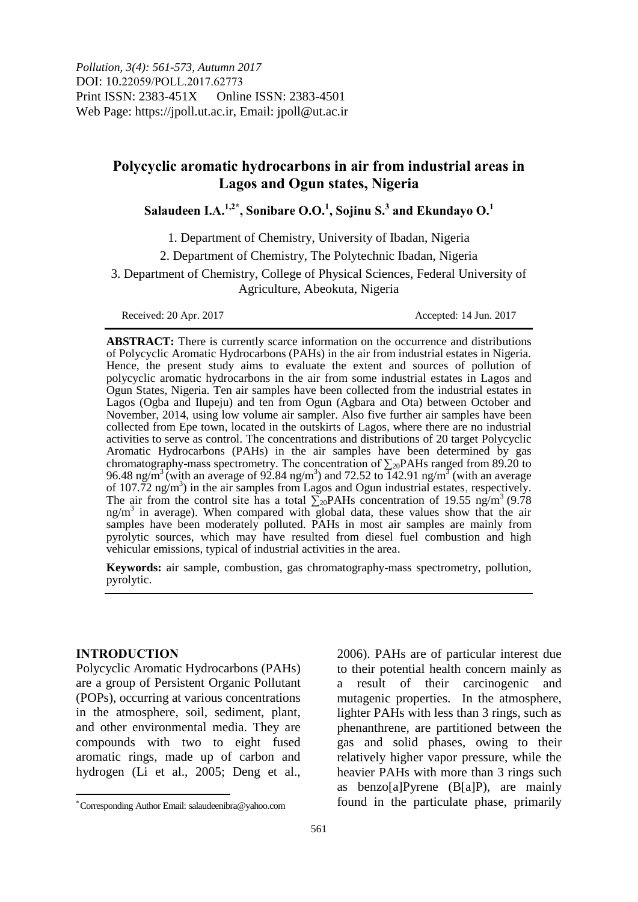*Pollution, 3(4): 561-573, Autumn 2017*
DOI: 10.22059/POLL.2017.62773
Print ISSN: 2383-451X Online ISSN: 2383-4501
Web Page: https://jpoll.ut.ac.ir, Email: jpoll@ut.ac.ir

# Polycyclic aromatic hydrocarbons in air from industrial areas in Lagos and Ogun states, Nigeria

**Salaudeen I.A.[1,2*], Sonibare O.O.[1], Sojinu S.[3] and Ekundayo O.[1]**

1. Department of Chemistry, University of Ibadan, Nigeria
2. Department of Chemistry, The Polytechnic Ibadan, Nigeria
3. Department of Chemistry, College of Physical Sciences, Federal University of Agriculture, Abeokuta, Nigeria

Received: 20 Apr. 2017 Accepted: 14 Jun. 2017

**ABSTRACT:** There is currently scarce information on the occurrence and distributions of Polycyclic Aromatic Hydrocarbons (PAHs) in the air from industrial estates in Nigeria. Hence, the present study aims to evaluate the extent and sources of pollution of polycyclic aromatic hydrocarbons in the air from some industrial estates in Lagos and Ogun States, Nigeria. Ten air samples have been collected from the industrial estates in Lagos (Ogba and Ilupeju) and ten from Ogun (Agbara and Ota) between October and November, 2014, using low volume air sampler. Also five further air samples have been collected from Epe town, located in the outskirts of Lagos, where there are no industrial activities to serve as control. The concentrations and distributions of 20 target Polycyclic Aromatic Hydrocarbons (PAHs) in the air samples have been determined by gas chromatography-mass spectrometry. The concentration of $\sum_{20}$PAHs ranged from 89.20 to 96.48 ng/m$^3$ (with an average of 92.84 ng/m$^3$) and 72.52 to 142.91 ng/m$^3$ (with an average of 107.72 ng/m$^3$) in the air samples from Lagos and Ogun industrial estates, respectively. The air from the control site has a total $\sum_{20}$PAHs concentration of 19.55 ng/m$^3$ (9.78 ng/m$^3$ in average). When compared with global data, these values show that the air samples have been moderately polluted. PAHs in most air samples are mainly from pyrolytic sources, which may have resulted from diesel fuel combustion and high vehicular emissions, typical of industrial activities in the area.

**Keywords:** air sample, combustion, gas chromatography-mass spectrometry, pollution, pyrolytic.

## INTRODUCTION

Polycyclic Aromatic Hydrocarbons (PAHs) are a group of Persistent Organic Pollutant (POPs), occurring at various concentrations in the atmosphere, soil, sediment, plant, and other environmental media. They are compounds with two to eight fused aromatic rings, made up of carbon and hydrogen (Li et al., 2005; Deng et al., 2006). PAHs are of particular interest due to their potential health concern mainly as a result of their carcinogenic and mutagenic properties. In the atmosphere, lighter PAHs with less than 3 rings, such as phenanthrene, are partitioned between the gas and solid phases, owing to their relatively higher vapor pressure, while the heavier PAHs with more than 3 rings such as benzo[a]Pyrene (B[a]P), are mainly found in the particulate phase, primarily

* Corresponding Author Email: salaudeenibra@yahoo.com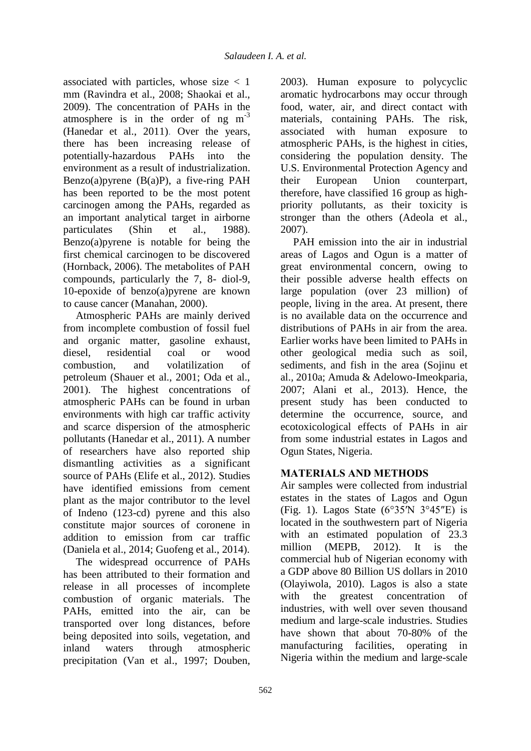associated with particles, whose size < 1 mm (Ravindra et al., 2008; Shaokai et al., 2009). The concentration of PAHs in the atmosphere is in the order of ng $m^{-3}$ (Hanedar et al., 2011). Over the years, there has been increasing release of potentially-hazardous PAHs into the environment as a result of industrialization. Benzo(a)pyrene (B(a)P), a five-ring PAH has been reported to be the most potent carcinogen among the PAHs, regarded as an important analytical target in airborne particulates (Shin et al., 1988). Benzo(a)pyrene is notable for being the first chemical carcinogen to be discovered (Hornback, 2006). The metabolites of PAH compounds, particularly the 7, 8- diol-9, 10-epoxide of benzo(a)pyrene are known to cause cancer (Manahan, 2000).

Atmospheric PAHs are mainly derived from incomplete combustion of fossil fuel and organic matter, gasoline exhaust, diesel, residential coal or wood combustion, and volatilization of petroleum (Shauer et al., 2001; Oda et al., 2001). The highest concentrations of atmospheric PAHs can be found in urban environments with high car traffic activity and scarce dispersion of the atmospheric pollutants (Hanedar et al., 2011). A number of researchers have also reported ship dismantling activities as a significant source of PAHs (Elife et al., 2012). Studies have identified emissions from cement plant as the major contributor to the level of Indeno (123-cd) pyrene and this also constitute major sources of coronene in addition to emission from car traffic (Daniela et al., 2014; Guofeng et al., 2014).

The widespread occurrence of PAHs has been attributed to their formation and release in all processes of incomplete combustion of organic materials. The PAHs, emitted into the air, can be transported over long distances, before being deposited into soils, vegetation, and inland waters through atmospheric precipitation (Van et al., 1997; Douben, 2003). Human exposure to polycyclic aromatic hydrocarbons may occur through food, water, air, and direct contact with materials, containing PAHs. The risk, associated with human exposure to atmospheric PAHs, is the highest in cities, considering the population density. The U.S. Environmental Protection Agency and their European Union counterpart, therefore, have classified 16 group as high-priority pollutants, as their toxicity is stronger than the others (Adeola et al., 2007).

PAH emission into the air in industrial areas of Lagos and Ogun is a matter of great environmental concern, owing to their possible adverse health effects on large population (over 23 million) of people, living in the area. At present, there is no available data on the occurrence and distributions of PAHs in air from the area. Earlier works have been limited to PAHs in other geological media such as soil, sediments, and fish in the area (Sojinu et al., 2010a; Amuda & Adelowo-Imeokparia, 2007; Alani et al., 2013). Hence, the present study has been conducted to determine the occurrence, source, and ecotoxicological effects of PAHs in air from some industrial estates in Lagos and Ogun States, Nigeria.

## MATERIALS AND METHODS

Air samples were collected from industrial estates in the states of Lagos and Ogun (Fig. 1). Lagos State (6°35′N 3°45″E) is located in the southwestern part of Nigeria with an estimated population of 23.3 million (MEPB, 2012). It is the commercial hub of Nigerian economy with a GDP above 80 Billion US dollars in 2010 (Olayiwola, 2010). Lagos is also a state with the greatest concentration of industries, with well over seven thousand medium and large-scale industries. Studies have shown that about 70-80% of the manufacturing facilities, operating in Nigeria within the medium and large-scale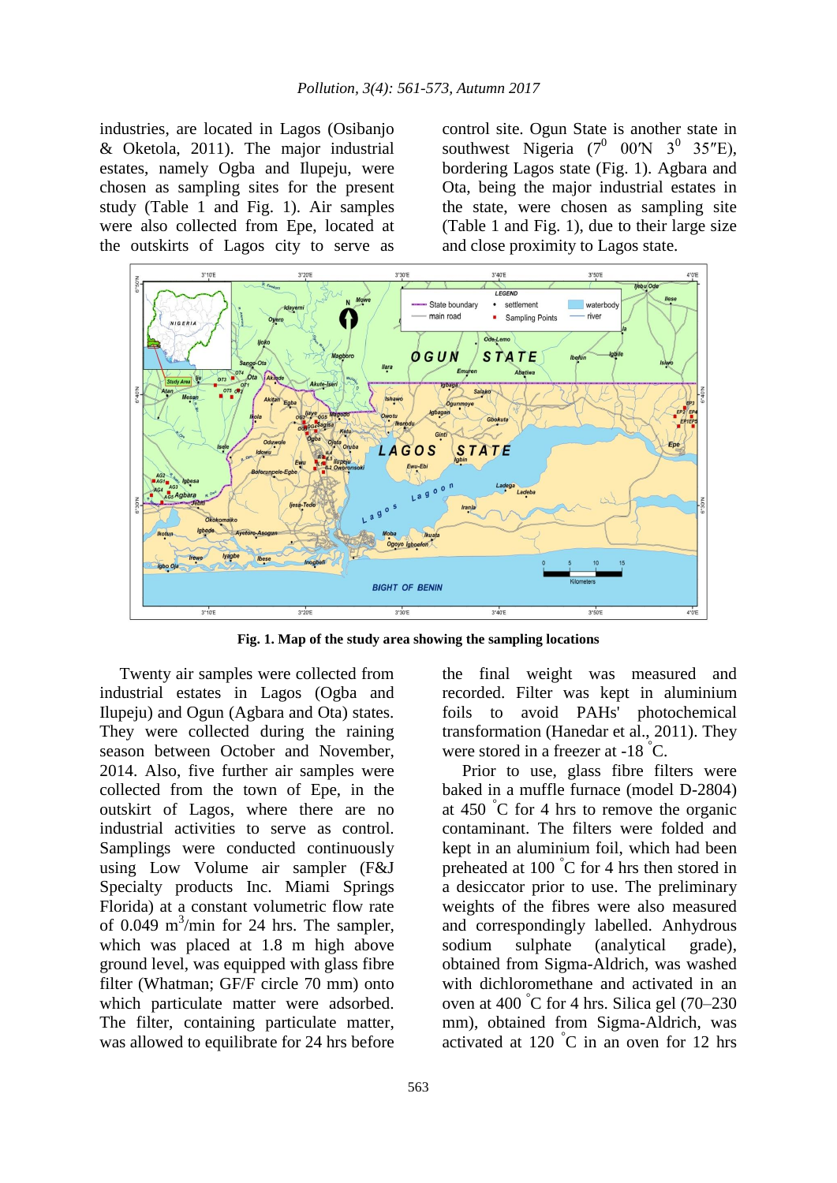industries, are located in Lagos (Osibanjo & Oketola, 2011). The major industrial estates, namely Ogba and Ilupeju, were chosen as sampling sites for the present study (Table 1 and Fig. 1). Air samples were also collected from Epe, located at the outskirts of Lagos city to serve as control site. Ogun State is another state in southwest Nigeria ($7^0$ 00′N $3^0$ 35″E), bordering Lagos state (Fig. 1). Agbara and Ota, being the major industrial estates in the state, were chosen as sampling site (Table 1 and Fig. 1), due to their large size and close proximity to Lagos state.

**Fig. 1. Map of the study area showing the sampling locations**

Twenty air samples were collected from industrial estates in Lagos (Ogba and Ilupeju) and Ogun (Agbara and Ota) states. They were collected during the raining season between October and November, 2014. Also, five further air samples were collected from the town of Epe, in the outskirt of Lagos, where there are no industrial activities to serve as control. Samplings were conducted continuously using Low Volume air sampler (F&J Specialty products Inc. Miami Springs Florida) at a constant volumetric flow rate of 0.049 $m^3$/min for 24 hrs. The sampler, which was placed at 1.8 m high above ground level, was equipped with glass fibre filter (Whatman; GF/F circle 70 mm) onto which particulate matter were adsorbed. The filter, containing particulate matter, was allowed to equilibrate for 24 hrs before the final weight was measured and recorded. Filter was kept in aluminium foils to avoid PAHs' photochemical transformation (Hanedar et al., 2011). They were stored in a freezer at -18 $^\circ$C.

Prior to use, glass fibre filters were baked in a muffle furnace (model D-2804) at 450 $^\circ$C for 4 hrs to remove the organic contaminant. The filters were folded and kept in an aluminium foil, which had been preheated at 100 $^\circ$C for 4 hrs then stored in a desiccator prior to use. The preliminary weights of the fibres were also measured and correspondingly labelled. Anhydrous sodium sulphate (analytical grade), obtained from Sigma-Aldrich, was washed with dichloromethane and activated in an oven at 400 $^\circ$C for 4 hrs. Silica gel (70–230 mm), obtained from Sigma-Aldrich, was activated at 120 $^\circ$C in an oven for 12 hrs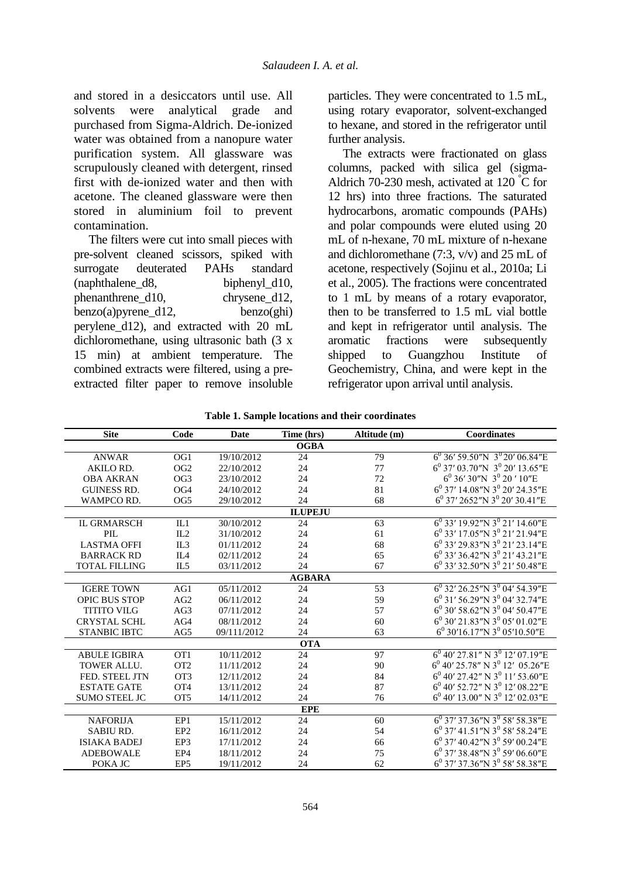and stored in a desiccators until use. All solvents were analytical grade and purchased from Sigma-Aldrich. De-ionized water was obtained from a nanopure water purification system. All glassware was scrupulously cleaned with detergent, rinsed first with de-ionized water and then with acetone. The cleaned glassware were then stored in aluminium foil to prevent contamination.

The filters were cut into small pieces with pre-solvent cleaned scissors, spiked with surrogate deuterated PAHs standard (naphthalene_d8, biphenyl_d10, phenanthrene_d10, chrysene_d12, benzo(a)pyrene_d12, benzo(ghi) perylene_d12), and extracted with 20 mL dichloromethane, using ultrasonic bath (3 x 15 min) at ambient temperature. The combined extracts were filtered, using a pre-extracted filter paper to remove insoluble particles. They were concentrated to 1.5 mL, using rotary evaporator, solvent-exchanged to hexane, and stored in the refrigerator until further analysis.

The extracts were fractionated on glass columns, packed with silica gel (sigma-Aldrich 70-230 mesh, activated at 120 °C for 12 hrs) into three fractions. The saturated hydrocarbons, aromatic compounds (PAHs) and polar compounds were eluted using 20 mL of n-hexane, 70 mL mixture of n-hexane and dichloromethane (7:3, v/v) and 25 mL of acetone, respectively (Sojinu et al., 2010a; Li et al., 2005). The fractions were concentrated to 1 mL by means of a rotary evaporator, then to be transferred to 1.5 mL vial bottle and kept in refrigerator until analysis. The aromatic fractions were subsequently shipped to Guangzhou Institute of Geochemistry, China, and were kept in the refrigerator upon arrival until analysis.

**Table 1. Sample locations and their coordinates**

| Site | Code | Date | Time (hrs) | Altitude (m) | Coordinates |
|---|---|---|---|---|---|
| | | | **OGBA** | | |
| ANWAR | OG1 | 19/10/2012 | 24 | 79 | 6⁰ 36′ 59.50″N 3⁰ 20′ 06.84″E |
| AKILO RD. | OG2 | 22/10/2012 | 24 | 77 | 6⁰ 37′ 03.70″N 3⁰ 20′ 13.65″E |
| OBA AKRAN | OG3 | 23/10/2012 | 24 | 72 | 6⁰ 36′ 30″N 3⁰ 20 ′ 10″E |
| GUINESS RD. | OG4 | 24/10/2012 | 24 | 81 | 6⁰ 37′ 14.08″N 3⁰ 20′ 24.35″E |
| WAMPCO RD. | OG5 | 29/10/2012 | 24 | 68 | 6⁰ 37′ 2652″N 3⁰ 20′ 30.41″E |
| | | | **ILUPEJU** | | |
| IL GRMARSCH | IL1 | 30/10/2012 | 24 | 63 | 6⁰ 33′ 19.92″N 3⁰ 21′ 14.60″E |
| PIL | IL2 | 31/10/2012 | 24 | 61 | 6⁰ 33′ 17.05″N 3⁰ 21′ 21.94″E |
| LASTMA OFFI | IL3 | 01/11/2012 | 24 | 68 | 6⁰ 33′ 29.83″N 3⁰ 21′ 23.14″E |
| BARRACK RD | IL4 | 02/11/2012 | 24 | 65 | 6⁰ 33′ 36.42″N 3⁰ 21′ 43.21″E |
| TOTAL FILLING | IL5 | 03/11/2012 | 24 | 67 | 6⁰ 33′ 32.50″N 3⁰ 21′ 50.48″E |
| | | | **AGBARA** | | |
| IGERE TOWN | AG1 | 05/11/2012 | 24 | 53 | 6⁰ 32′ 26.25″N 3⁰ 04′ 54.39″E |
| OPIC BUS STOP | AG2 | 06/11/2012 | 24 | 59 | 6⁰ 31′ 56.29″N 3⁰ 04′ 32.74″E |
| TITITO VILG | AG3 | 07/11/2012 | 24 | 57 | 6⁰ 30′ 58.62″N 3⁰ 04′ 50.47″E |
| CRYSTAL SCHL | AG4 | 08/11/2012 | 24 | 60 | 6⁰ 30′ 21.83″N 3⁰ 05′ 01.02″E |
| STANBIC IBTC | AG5 | 09/111/2012 | 24 | 63 | 6⁰ 30′16.17″N 3⁰ 05′10.50″E |
| | | | **OTA** | | |
| ABULE IGBIRA | OT1 | 10/11/2012 | 24 | 97 | 6⁰ 40′ 27.81″ N 3⁰ 12′ 07.19″E |
| TOWER ALLU. | OT2 | 11/11/2012 | 24 | 90 | 6⁰ 40′ 25.78″ N 3⁰ 12′ 05.26″E |
| FED. STEEL JTN | OT3 | 12/11/2012 | 24 | 84 | 6⁰ 40′ 27.42″ N 3⁰ 11′ 53.60″E |
| ESTATE GATE | OT4 | 13/11/2012 | 24 | 87 | 6⁰ 40′ 52.72″ N 3⁰ 12′ 08.22″E |
| SUMO STEEL JC | OT5 | 14/11/2012 | 24 | 76 | 6⁰ 40′ 13.00″ N 3⁰ 12′ 02.03″E |
| | | | **EPE** | | |
| NAFORIJA | EP1 | 15/11/2012 | 24 | 60 | 6⁰ 37′ 37.36″N 3⁰ 58′ 58.38″E |
| SABIU RD. | EP2 | 16/11/2012 | 24 | 54 | 6⁰ 37′ 41.51″N 3⁰ 58′ 58.24″E |
| ISIAKA BADEJ | EP3 | 17/11/2012 | 24 | 66 | 6⁰ 37′ 40.42″N 3⁰ 59′ 00.24″E |
| ADEBOWALE | EP4 | 18/11/2012 | 24 | 75 | 6⁰ 37′ 38.48″N 3⁰ 59′ 06.60″E |
| POKA JC | EP5 | 19/11/2012 | 24 | 62 | 6⁰ 37′ 37.36″N 3⁰ 58′ 58.38″E |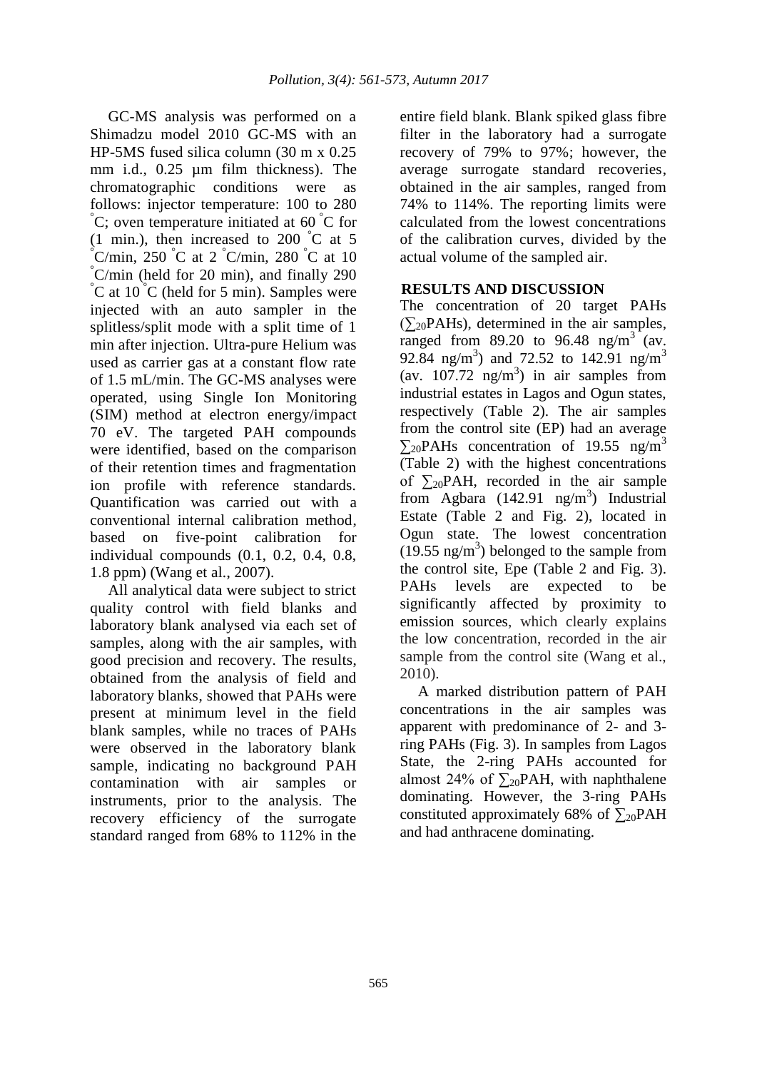GC-MS analysis was performed on a Shimadzu model 2010 GC-MS with an HP-5MS fused silica column (30 m x 0.25 mm i.d., 0.25 µm film thickness). The chromatographic conditions were as follows: injector temperature: 100 to 280 °C; oven temperature initiated at 60 °C for (1 min.), then increased to 200 °C at 5 °C/min, 250 °C at 2 °C/min, 280 °C at 10 °C/min (held for 20 min), and finally 290 °C at 10 °C (held for 5 min). Samples were injected with an auto sampler in the splitless/split mode with a split time of 1 min after injection. Ultra-pure Helium was used as carrier gas at a constant flow rate of 1.5 mL/min. The GC-MS analyses were operated, using Single Ion Monitoring (SIM) method at electron energy/impact 70 eV. The targeted PAH compounds were identified, based on the comparison of their retention times and fragmentation ion profile with reference standards. Quantification was carried out with a conventional internal calibration method, based on five-point calibration for individual compounds (0.1, 0.2, 0.4, 0.8, 1.8 ppm) (Wang et al., 2007).

All analytical data were subject to strict quality control with field blanks and laboratory blank analysed via each set of samples, along with the air samples, with good precision and recovery. The results, obtained from the analysis of field and laboratory blanks, showed that PAHs were present at minimum level in the field blank samples, while no traces of PAHs were observed in the laboratory blank sample, indicating no background PAH contamination with air samples or instruments, prior to the analysis. The recovery efficiency of the surrogate standard ranged from 68% to 112% in the entire field blank. Blank spiked glass fibre filter in the laboratory had a surrogate recovery of 79% to 97%; however, the average surrogate standard recoveries, obtained in the air samples, ranged from 74% to 114%. The reporting limits were calculated from the lowest concentrations of the calibration curves, divided by the actual volume of the sampled air.

## RESULTS AND DISCUSSION

The concentration of 20 target PAHs ($\sum_{20}$PAHs), determined in the air samples, ranged from 89.20 to 96.48 ng/m$^3$ (av. 92.84 ng/m$^3$) and 72.52 to 142.91 ng/m$^3$ (av. 107.72 ng/m$^3$) in air samples from industrial estates in Lagos and Ogun states, respectively (Table 2). The air samples from the control site (EP) had an average $\sum_{20}$PAHs concentration of 19.55 ng/m$^3$ (Table 2) with the highest concentrations of $\sum_{20}$PAH, recorded in the air sample from Agbara (142.91 ng/m$^3$) Industrial Estate (Table 2 and Fig. 2), located in Ogun state. The lowest concentration (19.55 ng/m$^3$) belonged to the sample from the control site, Epe (Table 2 and Fig. 3). PAHs levels are expected to be significantly affected by proximity to emission sources, which clearly explains the low concentration, recorded in the air sample from the control site (Wang et al., 2010).

A marked distribution pattern of PAH concentrations in the air samples was apparent with predominance of 2- and 3-ring PAHs (Fig. 3). In samples from Lagos State, the 2-ring PAHs accounted for almost 24% of $\sum_{20}$PAH, with naphthalene dominating. However, the 3-ring PAHs constituted approximately 68% of $\sum_{20}$PAH and had anthracene dominating.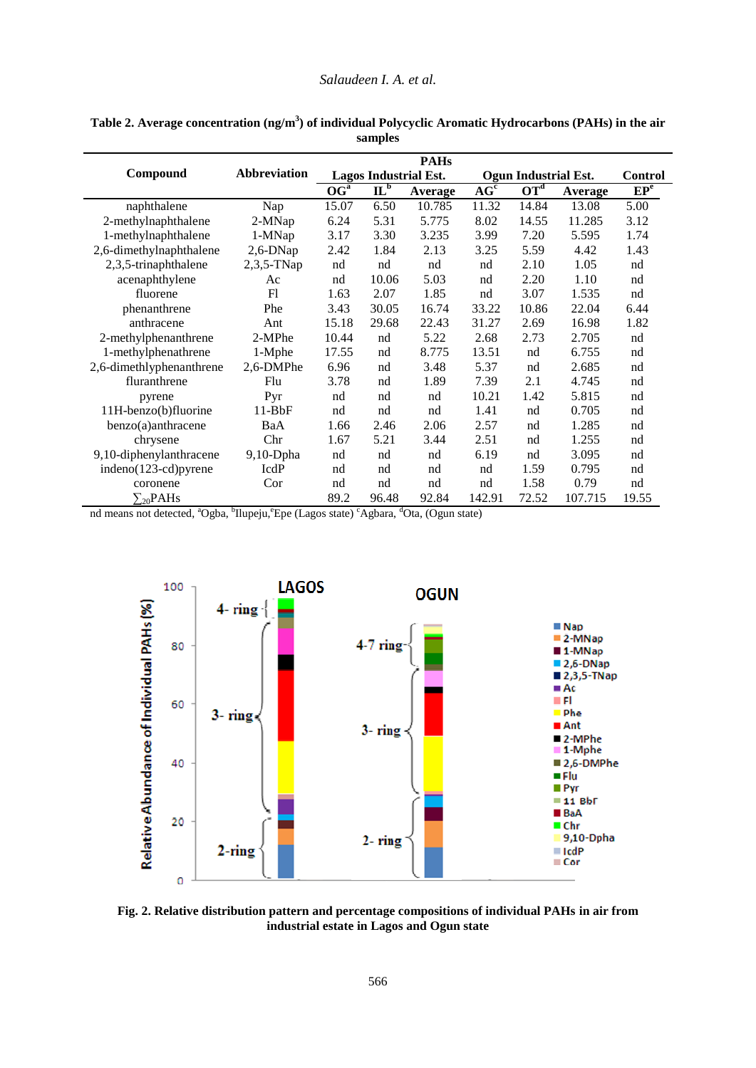**Table 2. Average concentration (ng/m$^3$) of individual Polycyclic Aromatic Hydrocarbons (PAHs) in the air samples**

| Compound | Abbreviation | PAHs | | | | | | |
|---|---|---|---|---|---|---|---|---|
| | | Lagos Industrial Est. | | | Ogun Industrial Est. | | | Control |
| | | OG[a] | IL[b] | Average | AG[c] | OT[d] | Average | EP[e] |
| naphthalene | Nap | 15.07 | 6.50 | 10.785 | 11.32 | 14.84 | 13.08 | 5.00 |
| 2-methylnaphthalene | 2-MNap | 6.24 | 5.31 | 5.775 | 8.02 | 14.55 | 11.285 | 3.12 |
| 1-methylnaphthalene | 1-MNap | 3.17 | 3.30 | 3.235 | 3.99 | 7.20 | 5.595 | 1.74 |
| 2,6-dimethylnaphthalene | 2,6-DNap | 2.42 | 1.84 | 2.13 | 3.25 | 5.59 | 4.42 | 1.43 |
| 2,3,5-trinaphthalene | 2,3,5-TNap | nd | nd | nd | nd | 2.10 | 1.05 | nd |
| acenaphthylene | Ac | nd | 10.06 | 5.03 | nd | 2.20 | 1.10 | nd |
| fluorene | Fl | 1.63 | 2.07 | 1.85 | nd | 3.07 | 1.535 | nd |
| phenanthrene | Phe | 3.43 | 30.05 | 16.74 | 33.22 | 10.86 | 22.04 | 6.44 |
| anthracene | Ant | 15.18 | 29.68 | 22.43 | 31.27 | 2.69 | 16.98 | 1.82 |
| 2-methylphenanthrene | 2-MPhe | 10.44 | nd | 5.22 | 2.68 | 2.73 | 2.705 | nd |
| 1-methylphenathrene | 1-Mphe | 17.55 | nd | 8.775 | 13.51 | nd | 6.755 | nd |
| 2,6-dimethlyphenanthrene | 2,6-DMPhe | 6.96 | nd | 3.48 | 5.37 | nd | 2.685 | nd |
| fluranthrene | Flu | 3.78 | nd | 1.89 | 7.39 | 2.1 | 4.745 | nd |
| pyrene | Pyr | nd | nd | nd | 10.21 | 1.42 | 5.815 | nd |
| 11H-benzo(b)fluorine | 11-BbF | nd | nd | nd | 1.41 | nd | 0.705 | nd |
| benzo(a)anthracene | BaA | 1.66 | 2.46 | 2.06 | 2.57 | nd | 1.285 | nd |
| chrysene | Chr | 1.67 | 5.21 | 3.44 | 2.51 | nd | 1.255 | nd |
| 9,10-diphenylanthracene | 9,10-Dpha | nd | nd | nd | 6.19 | nd | 3.095 | nd |
| indeno(123-cd)pyrene | IcdP | nd | nd | nd | nd | 1.59 | 0.795 | nd |
| coronene | Cor | nd | nd | nd | nd | 1.58 | 0.79 | nd |
| $\sum_{20}$PAHs | | 89.2 | 96.48 | 92.84 | 142.91 | 72.52 | 107.715 | 19.55 |

nd means not detected, [a]Ogba, [b]Ilupeju,[e]Epe (Lagos state) [c]Agbara, [d]Ota, (Ogun state)

**Fig. 2. Relative distribution pattern and percentage compositions of individual PAHs in air from industrial estate in Lagos and Ogun state**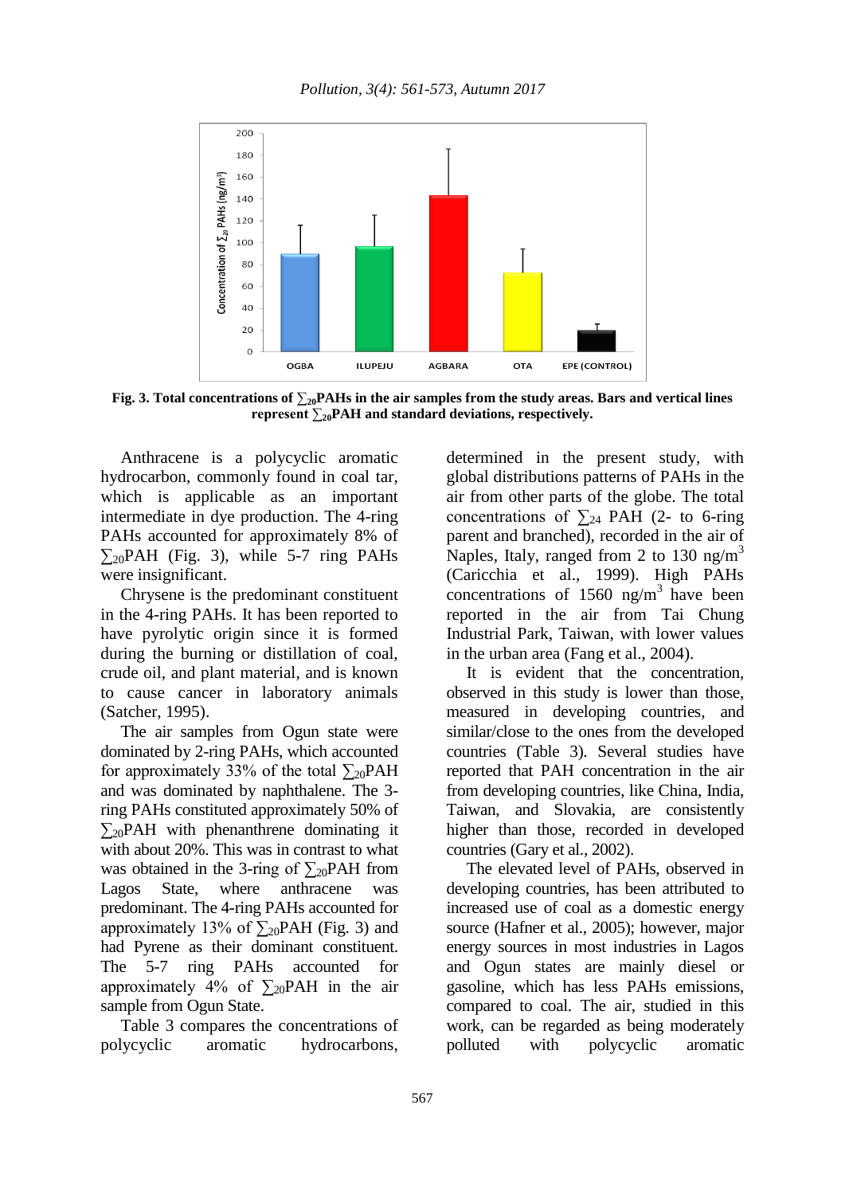Fig. 3. Total concentrations of $\sum_{20}$PAHs in the air samples from the study areas. Bars and vertical lines represent $\sum_{20}$PAH and standard deviations, respectively.

Anthracene is a polycyclic aromatic hydrocarbon, commonly found in coal tar, which is applicable as an important intermediate in dye production. The 4-ring PAHs accounted for approximately 8% of $\sum_{20}$PAH (Fig. 3), while 5-7 ring PAHs were insignificant.

Chrysene is the predominant constituent in the 4-ring PAHs. It has been reported to have pyrolytic origin since it is formed during the burning or distillation of coal, crude oil, and plant material, and is known to cause cancer in laboratory animals (Satcher, 1995).

The air samples from Ogun state were dominated by 2-ring PAHs, which accounted for approximately 33% of the total $\sum_{20}$PAH and was dominated by naphthalene. The 3-ring PAHs constituted approximately 50% of $\sum_{20}$PAH with phenanthrene dominating it with about 20%. This was in contrast to what was obtained in the 3-ring of $\sum_{20}$PAH from Lagos State, where anthracene was predominant. The 4-ring PAHs accounted for approximately 13% of $\sum_{20}$PAH (Fig. 3) and had Pyrene as their dominant constituent. The 5-7 ring PAHs accounted for approximately 4% of $\sum_{20}$PAH in the air sample from Ogun State.

Table 3 compares the concentrations of polycyclic aromatic hydrocarbons, determined in the present study, with global distributions patterns of PAHs in the air from other parts of the globe. The total concentrations of $\sum_{24}$ PAH (2- to 6-ring parent and branched), recorded in the air of Naples, Italy, ranged from 2 to 130 ng/m$^3$ (Caricchia et al., 1999). High PAHs concentrations of 1560 ng/m$^3$ have been reported in the air from Tai Chung Industrial Park, Taiwan, with lower values in the urban area (Fang et al., 2004).

It is evident that the concentration, observed in this study is lower than those, measured in developing countries, and similar/close to the ones from the developed countries (Table 3). Several studies have reported that PAH concentration in the air from developing countries, like China, India, Taiwan, and Slovakia, are consistently higher than those, recorded in developed countries (Gary et al., 2002).

The elevated level of PAHs, observed in developing countries, has been attributed to increased use of coal as a domestic energy source (Hafner et al., 2005); however, major energy sources in most industries in Lagos and Ogun states are mainly diesel or gasoline, which has less PAHs emissions, compared to coal. The air, studied in this work, can be regarded as being moderately polluted with polycyclic aromatic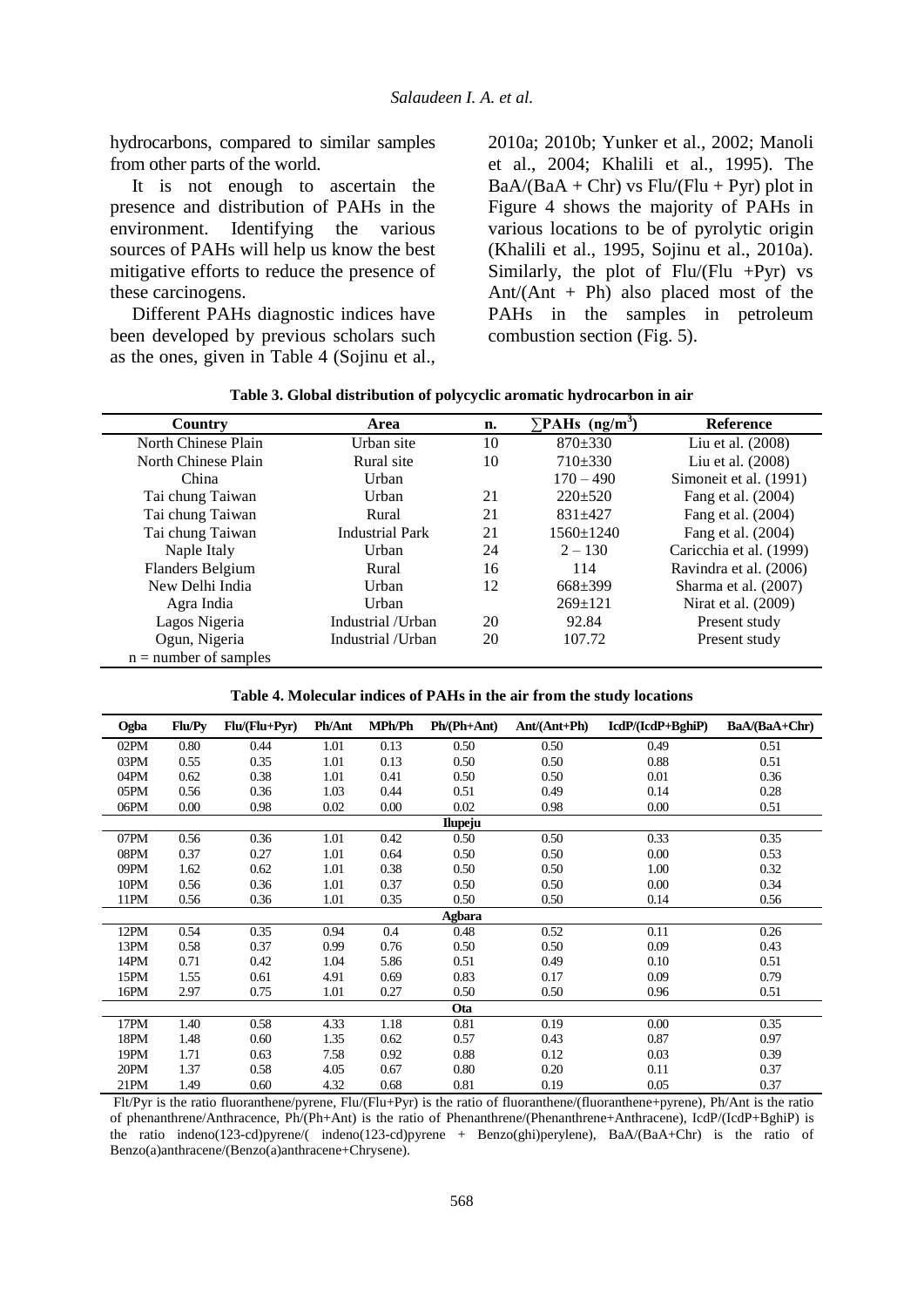hydrocarbons, compared to similar samples from other parts of the world.

It is not enough to ascertain the presence and distribution of PAHs in the environment. Identifying the various sources of PAHs will help us know the best mitigative efforts to reduce the presence of these carcinogens.

Different PAHs diagnostic indices have been developed by previous scholars such as the ones, given in Table 4 (Sojinu et al., 2010a; 2010b; Yunker et al., 2002; Manoli et al., 2004; Khalili et al., 1995). The BaA/(BaA + Chr) vs Flu/(Flu + Pyr) plot in Figure 4 shows the majority of PAHs in various locations to be of pyrolytic origin (Khalili et al., 1995, Sojinu et al., 2010a). Similarly, the plot of Flu/(Flu +Pyr) vs Ant/(Ant + Ph) also placed most of the PAHs in the samples in petroleum combustion section (Fig. 5).

**Table 3. Global distribution of polycyclic aromatic hydrocarbon in air**

| Country | Area | n. | ∑PAHs ($ng/m^3$) | Reference |
|---|---|---|---|---|
| North Chinese Plain | Urban site | 10 | 870±330 | Liu et al. (2008) |
| North Chinese Plain | Rural site | 10 | 710±330 | Liu et al. (2008) |
| China | Urban | | 170 – 490 | Simoneit et al. (1991) |
| Tai chung Taiwan | Urban | 21 | 220±520 | Fang et al. (2004) |
| Tai chung Taiwan | Rural | 21 | 831±427 | Fang et al. (2004) |
| Tai chung Taiwan | Industrial Park | 21 | 1560±1240 | Fang et al. (2004) |
| Naple Italy | Urban | 24 | 2 – 130 | Caricchia et al. (1999) |
| Flanders Belgium | Rural | 16 | 114 | Ravindra et al. (2006) |
| New Delhi India | Urban | 12 | 668±399 | Sharma et al. (2007) |
| Agra India | Urban | | 269±121 | Nirat et al. (2009) |
| Lagos Nigeria | Industrial /Urban | 20 | 92.84 | Present study |
| Ogun, Nigeria | Industrial /Urban | 20 | 107.72 | Present study |

n = number of samples

**Table 4. Molecular indices of PAHs in the air from the study locations**

| Ogba | Flu/Py | Flu/(Flu+Pyr) | Ph/Ant | MPh/Ph | Ph/(Ph+Ant) | Ant/(Ant+Ph) | IcdP/(IcdP+BghiP) | BaA/(BaA+Chr) |
|---|---|---|---|---|---|---|---|---|
| 02PM | 0.80 | 0.44 | 1.01 | 0.13 | 0.50 | 0.50 | 0.49 | 0.51 |
| 03PM | 0.55 | 0.35 | 1.01 | 0.13 | 0.50 | 0.50 | 0.88 | 0.51 |
| 04PM | 0.62 | 0.38 | 1.01 | 0.41 | 0.50 | 0.50 | 0.01 | 0.36 |
| 05PM | 0.56 | 0.36 | 1.03 | 0.44 | 0.51 | 0.49 | 0.14 | 0.28 |
| 06PM | 0.00 | 0.98 | 0.02 | 0.00 | 0.02 | 0.98 | 0.00 | 0.51 |
| **Ilupeju** | | | | | | | | |
| 07PM | 0.56 | 0.36 | 1.01 | 0.42 | 0.50 | 0.50 | 0.33 | 0.35 |
| 08PM | 0.37 | 0.27 | 1.01 | 0.64 | 0.50 | 0.50 | 0.00 | 0.53 |
| 09PM | 1.62 | 0.62 | 1.01 | 0.38 | 0.50 | 0.50 | 1.00 | 0.32 |
| 10PM | 0.56 | 0.36 | 1.01 | 0.37 | 0.50 | 0.50 | 0.00 | 0.34 |
| 11PM | 0.56 | 0.36 | 1.01 | 0.35 | 0.50 | 0.50 | 0.14 | 0.56 |
| **Agbara** | | | | | | | | |
| 12PM | 0.54 | 0.35 | 0.94 | 0.4 | 0.48 | 0.52 | 0.11 | 0.26 |
| 13PM | 0.58 | 0.37 | 0.99 | 0.76 | 0.50 | 0.50 | 0.09 | 0.43 |
| 14PM | 0.71 | 0.42 | 1.04 | 5.86 | 0.51 | 0.49 | 0.10 | 0.51 |
| 15PM | 1.55 | 0.61 | 4.91 | 0.69 | 0.83 | 0.17 | 0.09 | 0.79 |
| 16PM | 2.97 | 0.75 | 1.01 | 0.27 | 0.50 | 0.50 | 0.96 | 0.51 |
| **Ota** | | | | | | | | |
| 17PM | 1.40 | 0.58 | 4.33 | 1.18 | 0.81 | 0.19 | 0.00 | 0.35 |
| 18PM | 1.48 | 0.60 | 1.35 | 0.62 | 0.57 | 0.43 | 0.87 | 0.97 |
| 19PM | 1.71 | 0.63 | 7.58 | 0.92 | 0.88 | 0.12 | 0.03 | 0.39 |
| 20PM | 1.37 | 0.58 | 4.05 | 0.67 | 0.80 | 0.20 | 0.11 | 0.37 |
| 21PM | 1.49 | 0.60 | 4.32 | 0.68 | 0.81 | 0.19 | 0.05 | 0.37 |

Flt/Pyr is the ratio fluoranthene/pyrene, Flu/(Flu+Pyr) is the ratio of fluoranthene/(fluoranthene+pyrene), Ph/Ant is the ratio of phenanthrene/Anthracence, Ph/(Ph+Ant) is the ratio of Phenanthrene/(Phenanthrene+Anthracene), IcdP/(IcdP+BghiP) is the ratio indeno(123-cd)pyrene/( indeno(123-cd)pyrene + Benzo(ghi)perylene), BaA/(BaA+Chr) is the ratio of Benzo(a)anthracene/(Benzo(a)anthracene+Chrysene).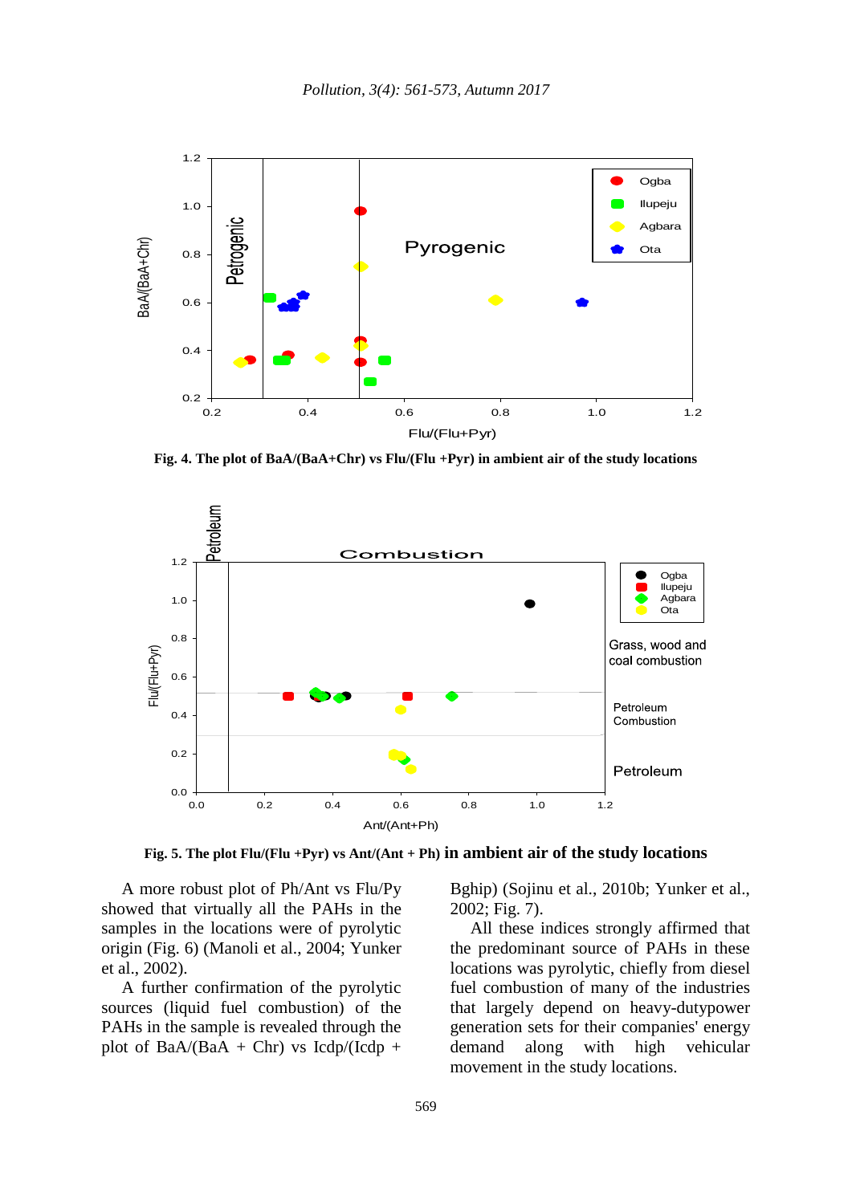**Fig. 4. The plot of BaA/(BaA+Chr) vs Flu/(Flu +Pyr) in ambient air of the study locations**

**Fig. 5. The plot Flu/(Flu +Pyr) vs Ant/(Ant + Ph) in ambient air of the study locations**

A more robust plot of Ph/Ant vs Flu/Py showed that virtually all the PAHs in the samples in the locations were of pyrolytic origin (Fig. 6) (Manoli et al., 2004; Yunker et al., 2002).

A further confirmation of the pyrolytic sources (liquid fuel combustion) of the PAHs in the sample is revealed through the plot of BaA/(BaA + Chr) vs Icdp/(Icdp + Bghip) (Sojinu et al., 2010b; Yunker et al., 2002; Fig. 7).

All these indices strongly affirmed that the predominant source of PAHs in these locations was pyrolytic, chiefly from diesel fuel combustion of many of the industries that largely depend on heavy-dutypower generation sets for their companies' energy demand along with high vehicular movement in the study locations.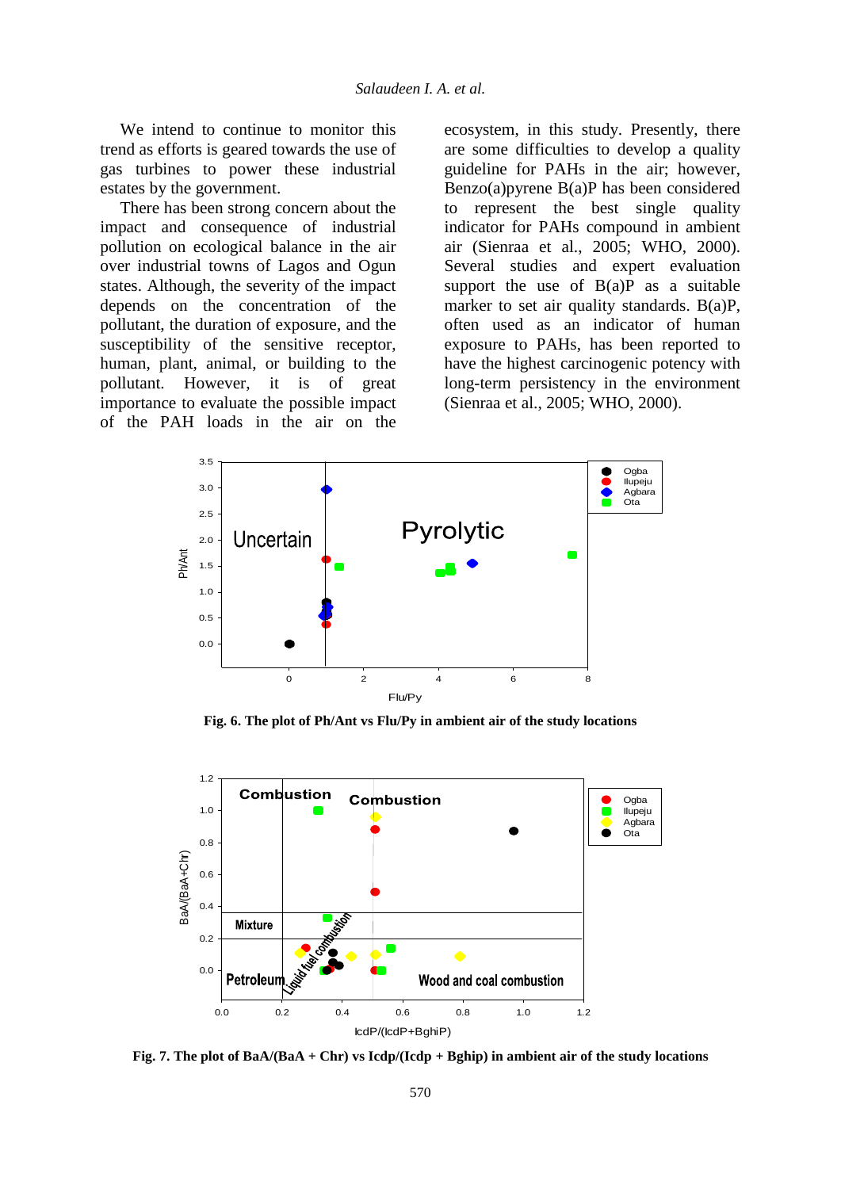We intend to continue to monitor this trend as efforts is geared towards the use of gas turbines to power these industrial estates by the government.

There has been strong concern about the impact and consequence of industrial pollution on ecological balance in the air over industrial towns of Lagos and Ogun states. Although, the severity of the impact depends on the concentration of the pollutant, the duration of exposure, and the susceptibility of the sensitive receptor, human, plant, animal, or building to the pollutant. However, it is of great importance to evaluate the possible impact of the PAH loads in the air on the ecosystem, in this study. Presently, there are some difficulties to develop a quality guideline for PAHs in the air; however, Benzo(a)pyrene B(a)P has been considered to represent the best single quality indicator for PAHs compound in ambient air (Sienraa et al., 2005; WHO, 2000). Several studies and expert evaluation support the use of B(a)P as a suitable marker to set air quality standards. B(a)P, often used as an indicator of human exposure to PAHs, has been reported to have the highest carcinogenic potency with long-term persistency in the environment (Sienraa et al., 2005; WHO, 2000).

**Fig. 6. The plot of Ph/Ant vs Flu/Py in ambient air of the study locations**

**Fig. 7. The plot of BaA/(BaA + Chr) vs Icdp/(Icdp + Bghip) in ambient air of the study locations**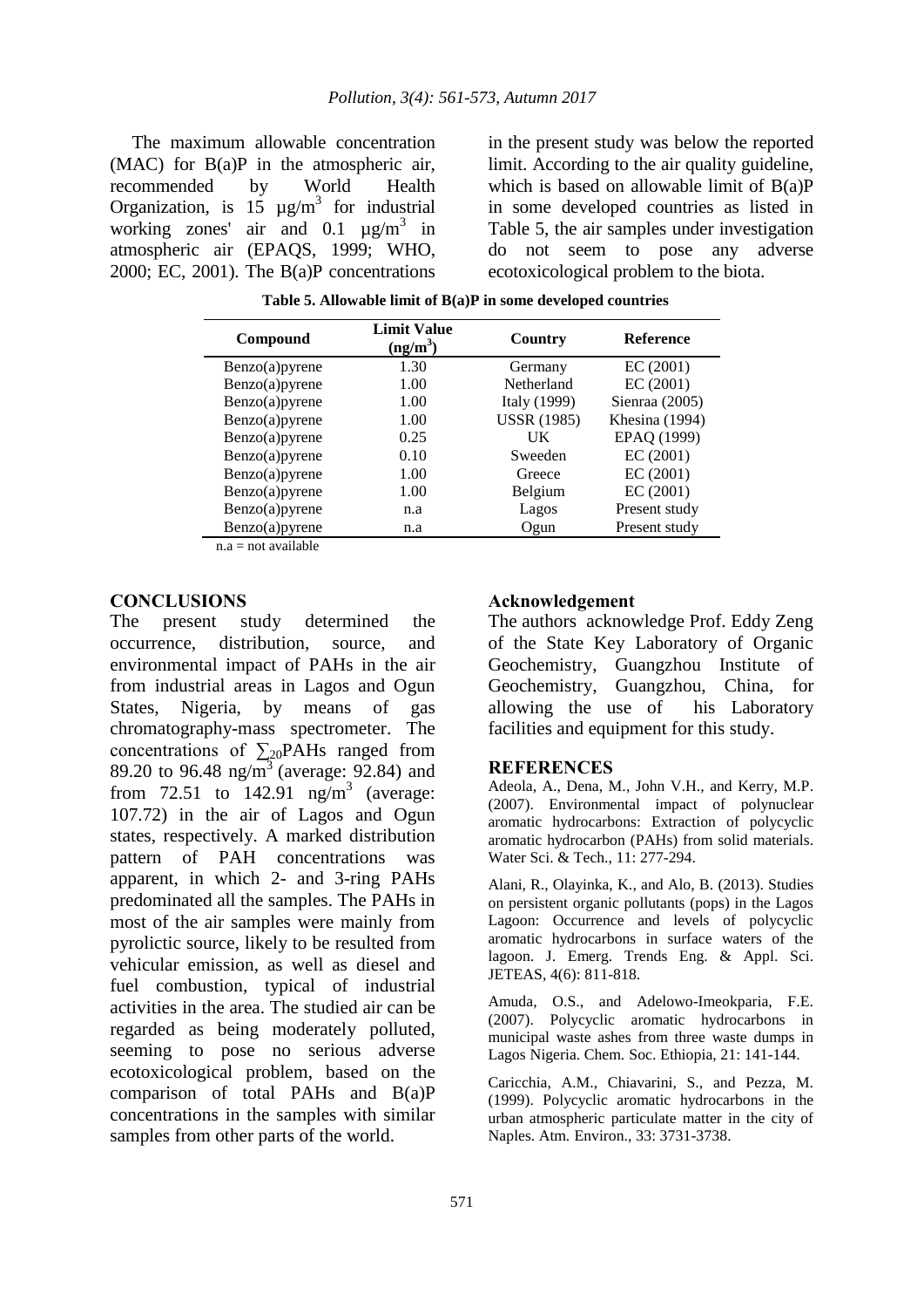The maximum allowable concentration (MAC) for B(a)P in the atmospheric air, recommended by World Health Organization, is 15 $\mu g/m^3$ for industrial working zones' air and 0.1 $\mu g/m^3$ in atmospheric air (EPAQS, 1999; WHO, 2000; EC, 2001). The B(a)P concentrations in the present study was below the reported limit. According to the air quality guideline, which is based on allowable limit of B(a)P in some developed countries as listed in Table 5, the air samples under investigation do not seem to pose any adverse ecotoxicological problem to the biota.

**Table 5. Allowable limit of B(a)P in some developed countries**

| Compound | Limit Value ($ng/m^3$) | Country | Reference |
|---|---|---|---|
| Benzo(a)pyrene | 1.30 | Germany | EC (2001) |
| Benzo(a)pyrene | 1.00 | Netherland | EC (2001) |
| Benzo(a)pyrene | 1.00 | Italy (1999) | Sienraa (2005) |
| Benzo(a)pyrene | 1.00 | USSR (1985) | Khesina (1994) |
| Benzo(a)pyrene | 0.25 | UK | EPAQ (1999) |
| Benzo(a)pyrene | 0.10 | Sweeden | EC (2001) |
| Benzo(a)pyrene | 1.00 | Greece | EC (2001) |
| Benzo(a)pyrene | 1.00 | Belgium | EC (2001) |
| Benzo(a)pyrene | n.a | Lagos | Present study |
| Benzo(a)pyrene | n.a | Ogun | Present study |

n.a = not available

## CONCLUSIONS

The present study determined the occurrence, distribution, source, and environmental impact of PAHs in the air from industrial areas in Lagos and Ogun States, Nigeria, by means of gas chromatography-mass spectrometer. The concentrations of $\sum_{20}$PAHs ranged from 89.20 to 96.48 $ng/m^3$ (average: 92.84) and from 72.51 to 142.91 $ng/m^3$ (average: 107.72) in the air of Lagos and Ogun states, respectively. A marked distribution pattern of PAH concentrations was apparent, in which 2- and 3-ring PAHs predominated all the samples. The PAHs in most of the air samples were mainly from pyrolictic source, likely to be resulted from vehicular emission, as well as diesel and fuel combustion, typical of industrial activities in the area. The studied air can be regarded as being moderately polluted, seeming to pose no serious adverse ecotoxicological problem, based on the comparison of total PAHs and B(a)P concentrations in the samples with similar samples from other parts of the world.

## Acknowledgement

The authors acknowledge Prof. Eddy Zeng of the State Key Laboratory of Organic Geochemistry, Guangzhou Institute of Geochemistry, Guangzhou, China, for allowing the use of his Laboratory facilities and equipment for this study.

## REFERENCES

Adeola, A., Dena, M., John V.H., and Kerry, M.P. (2007). Environmental impact of polynuclear aromatic hydrocarbons: Extraction of polycyclic aromatic hydrocarbon (PAHs) from solid materials. Water Sci. & Tech., 11: 277-294.

Alani, R., Olayinka, K., and Alo, B. (2013). Studies on persistent organic pollutants (pops) in the Lagos Lagoon: Occurrence and levels of polycyclic aromatic hydrocarbons in surface waters of the lagoon. J. Emerg. Trends Eng. & Appl. Sci. JETEAS, 4(6): 811-818.

Amuda, O.S., and Adelowo-Imeokparia, F.E. (2007). Polycyclic aromatic hydrocarbons in municipal waste ashes from three waste dumps in Lagos Nigeria. Chem. Soc. Ethiopia, 21: 141-144.

Caricchia, A.M., Chiavarini, S., and Pezza, M. (1999). Polycyclic aromatic hydrocarbons in the urban atmospheric particulate matter in the city of Naples. Atm. Environ., 33: 3731-3738.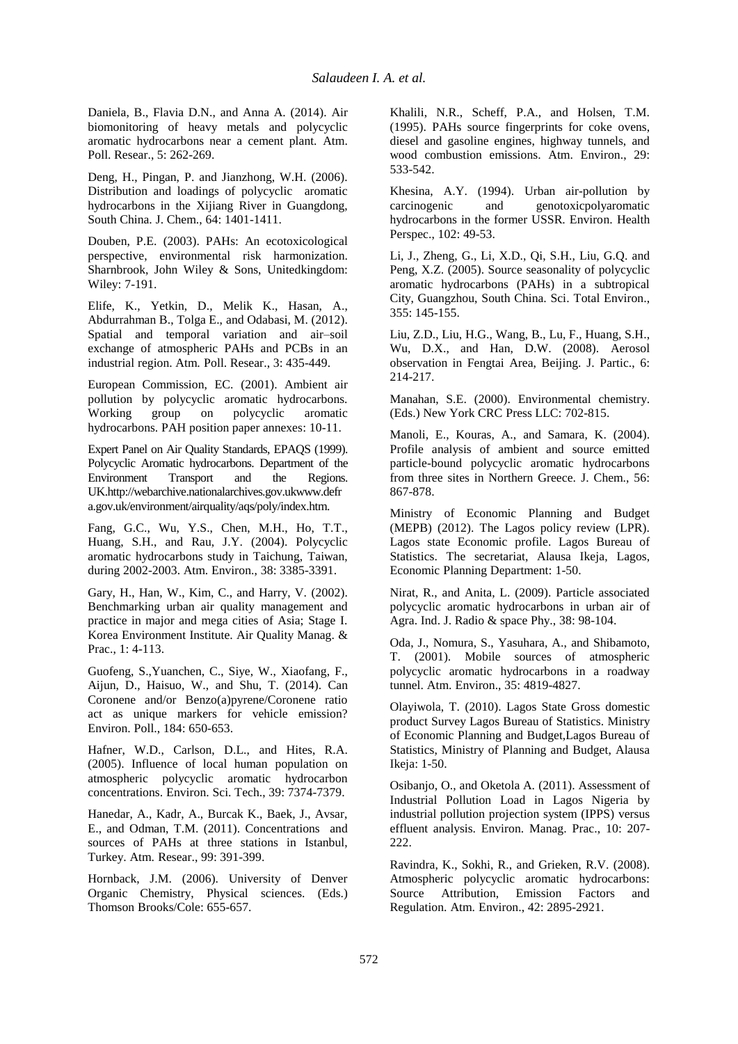Daniela, B., Flavia D.N., and Anna A. (2014). Air biomonitoring of heavy metals and polycyclic aromatic hydrocarbons near a cement plant. Atm. Poll. Resear., 5: 262-269.

Deng, H., Pingan, P. and Jianzhong, W.H. (2006). Distribution and loadings of polycyclic aromatic hydrocarbons in the Xijiang River in Guangdong, South China. J. Chem., 64: 1401-1411.

Douben, P.E. (2003). PAHs: An ecotoxicological perspective, environmental risk harmonization. Sharnbrook, John Wiley & Sons, Unitedkingdom: Wiley: 7-191.

Elife, K., Yetkin, D., Melik K., Hasan, A., Abdurrahman B., Tolga E., and Odabasi, M. (2012). Spatial and temporal variation and air–soil exchange of atmospheric PAHs and PCBs in an industrial region. Atm. Poll. Resear., 3: 435-449.

European Commission, EC. (2001). Ambient air pollution by polycyclic aromatic hydrocarbons. Working group on polycyclic aromatic hydrocarbons. PAH position paper annexes: 10-11.

Expert Panel on Air Quality Standards, EPAQS (1999). Polycyclic Aromatic hydrocarbons. Department of the Environment Transport and the Regions. UK.http://webarchive.nationalarchives.gov.ukwww.defra.gov.uk/environment/airquality/aqs/poly/index.htm.

Fang, G.C., Wu, Y.S., Chen, M.H., Ho, T.T., Huang, S.H., and Rau, J.Y. (2004). Polycyclic aromatic hydrocarbons study in Taichung, Taiwan, during 2002-2003. Atm. Environ., 38: 3385-3391.

Gary, H., Han, W., Kim, C., and Harry, V. (2002). Benchmarking urban air quality management and practice in major and mega cities of Asia; Stage I. Korea Environment Institute. Air Quality Manag. & Prac., 1: 4-113.

Guofeng, S.,Yuanchen, C., Siye, W., Xiaofang, F., Aijun, D., Haisuo, W., and Shu, T. (2014). Can Coronene and/or Benzo(a)pyrene/Coronene ratio act as unique markers for vehicle emission? Environ. Poll., 184: 650-653.

Hafner, W.D., Carlson, D.L., and Hites, R.A. (2005). Influence of local human population on atmospheric polycyclic aromatic hydrocarbon concentrations. Environ. Sci. Tech., 39: 7374-7379.

Hanedar, A., Kadr, A., Burcak K., Baek, J., Avsar, E., and Odman, T.M. (2011). Concentrations and sources of PAHs at three stations in Istanbul, Turkey. Atm. Resear., 99: 391-399.

Hornback, J.M. (2006). University of Denver Organic Chemistry, Physical sciences. (Eds.) Thomson Brooks/Cole: 655-657.

Khalili, N.R., Scheff, P.A., and Holsen, T.M. (1995). PAHs source fingerprints for coke ovens, diesel and gasoline engines, highway tunnels, and wood combustion emissions. Atm. Environ., 29: 533-542.

Khesina, A.Y. (1994). Urban air-pollution by carcinogenic and genotoxicpolyaromatic hydrocarbons in the former USSR. Environ. Health Perspec., 102: 49-53.

Li, J., Zheng, G., Li, X.D., Qi, S.H., Liu, G.Q. and Peng, X.Z. (2005). Source seasonality of polycyclic aromatic hydrocarbons (PAHs) in a subtropical City, Guangzhou, South China. Sci. Total Environ., 355: 145-155.

Liu, Z.D., Liu, H.G., Wang, B., Lu, F., Huang, S.H., Wu, D.X., and Han, D.W. (2008). Aerosol observation in Fengtai Area, Beijing. J. Partic., 6: 214-217.

Manahan, S.E. (2000). Environmental chemistry. (Eds.) New York CRC Press LLC: 702-815.

Manoli, E., Kouras, A., and Samara, K. (2004). Profile analysis of ambient and source emitted particle-bound polycyclic aromatic hydrocarbons from three sites in Northern Greece. J. Chem., 56: 867-878.

Ministry of Economic Planning and Budget (MEPB) (2012). The Lagos policy review (LPR). Lagos state Economic profile. Lagos Bureau of Statistics. The secretariat, Alausa Ikeja, Lagos, Economic Planning Department: 1-50.

Nirat, R., and Anita, L. (2009). Particle associated polycyclic aromatic hydrocarbons in urban air of Agra. Ind. J. Radio & space Phy., 38: 98-104.

Oda, J., Nomura, S., Yasuhara, A., and Shibamoto, T. (2001). Mobile sources of atmospheric polycyclic aromatic hydrocarbons in a roadway tunnel. Atm. Environ., 35: 4819-4827.

Olayiwola, T. (2010). Lagos State Gross domestic product Survey Lagos Bureau of Statistics. Ministry of Economic Planning and Budget,Lagos Bureau of Statistics, Ministry of Planning and Budget, Alausa Ikeja: 1-50.

Osibanjo, O., and Oketola A. (2011). Assessment of Industrial Pollution Load in Lagos Nigeria by industrial pollution projection system (IPPS) versus effluent analysis. Environ. Manag. Prac., 10: 207-222.

Ravindra, K., Sokhi, R., and Grieken, R.V. (2008). Atmospheric polycyclic aromatic hydrocarbons: Source Attribution, Emission Factors and Regulation. Atm. Environ., 42: 2895-2921.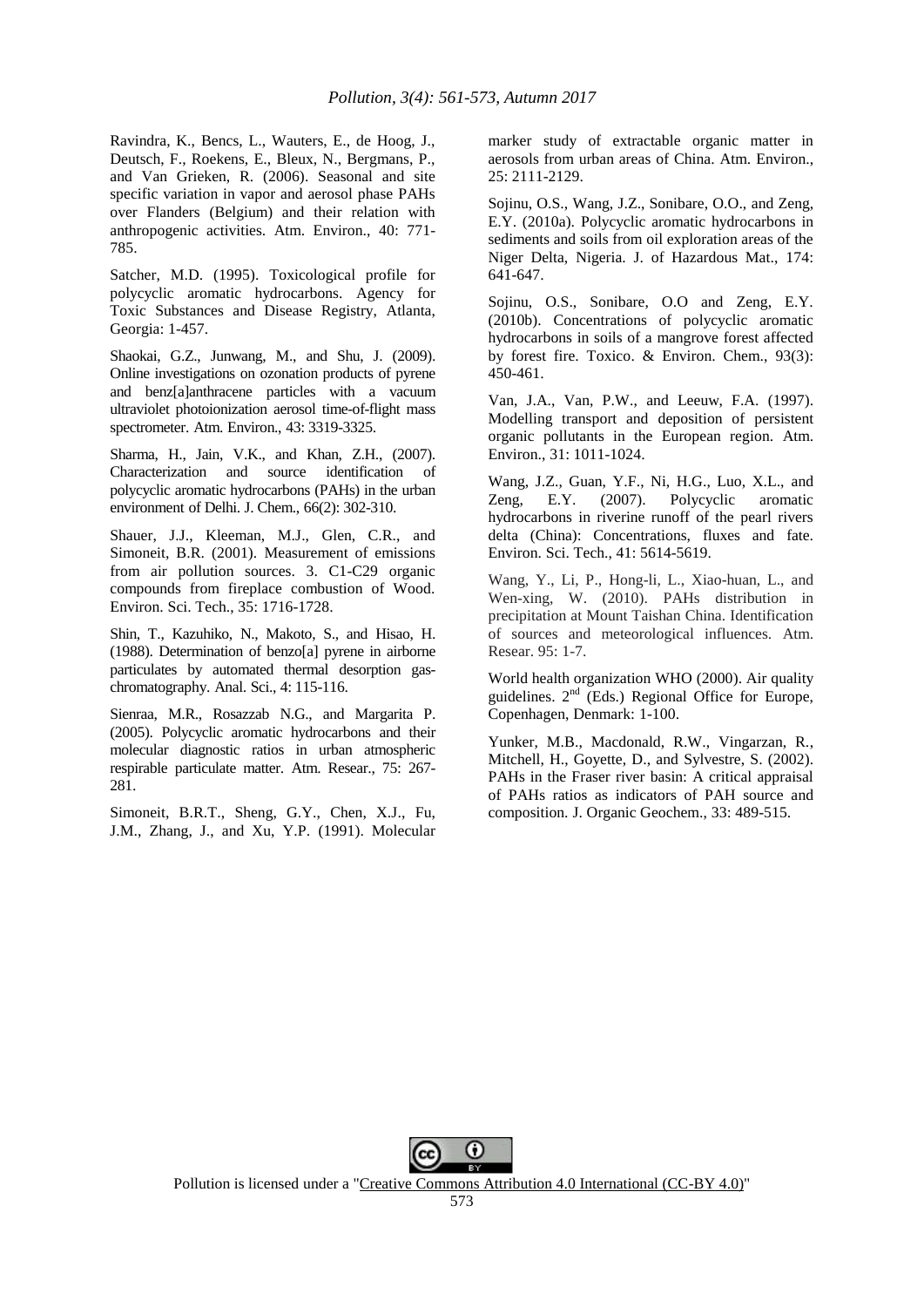Ravindra, K., Bencs, L., Wauters, E., de Hoog, J., Deutsch, F., Roekens, E., Bleux, N., Bergmans, P., and Van Grieken, R. (2006). Seasonal and site specific variation in vapor and aerosol phase PAHs over Flanders (Belgium) and their relation with anthropogenic activities. Atm. Environ., 40: 771-785.

Satcher, M.D. (1995). Toxicological profile for polycyclic aromatic hydrocarbons. Agency for Toxic Substances and Disease Registry, Atlanta, Georgia: 1-457.

Shaokai, G.Z., Junwang, M., and Shu, J. (2009). Online investigations on ozonation products of pyrene and benz[a]anthracene particles with a vacuum ultraviolet photoionization aerosol time-of-flight mass spectrometer. Atm. Environ., 43: 3319-3325.

Sharma, H., Jain, V.K., and Khan, Z.H., (2007). Characterization and source identification of polycyclic aromatic hydrocarbons (PAHs) in the urban environment of Delhi. J. Chem., 66(2): 302-310.

Shauer, J.J., Kleeman, M.J., Glen, C.R., and Simoneit, B.R. (2001). Measurement of emissions from air pollution sources. 3. C1-C29 organic compounds from fireplace combustion of Wood. Environ. Sci. Tech., 35: 1716-1728.

Shin, T., Kazuhiko, N., Makoto, S., and Hisao, H. (1988). Determination of benzo[a] pyrene in airborne particulates by automated thermal desorption gas-chromatography. Anal. Sci., 4: 115-116.

Sienraa, M.R., Rosazzab N.G., and Margarita P. (2005). Polycyclic aromatic hydrocarbons and their molecular diagnostic ratios in urban atmospheric respirable particulate matter. Atm. Resear., 75: 267-281.

Simoneit, B.R.T., Sheng, G.Y., Chen, X.J., Fu, J.M., Zhang, J., and Xu, Y.P. (1991). Molecular marker study of extractable organic matter in aerosols from urban areas of China. Atm. Environ., 25: 2111-2129.

Sojinu, O.S., Wang, J.Z., Sonibare, O.O., and Zeng, E.Y. (2010a). Polycyclic aromatic hydrocarbons in sediments and soils from oil exploration areas of the Niger Delta, Nigeria. J. of Hazardous Mat., 174: 641-647.

Sojinu, O.S., Sonibare, O.O and Zeng, E.Y. (2010b). Concentrations of polycyclic aromatic hydrocarbons in soils of a mangrove forest affected by forest fire. Toxico. & Environ. Chem., 93(3): 450-461.

Van, J.A., Van, P.W., and Leeuw, F.A. (1997). Modelling transport and deposition of persistent organic pollutants in the European region. Atm. Environ., 31: 1011-1024.

Wang, J.Z., Guan, Y.F., Ni, H.G., Luo, X.L., and Zeng, E.Y. (2007). Polycyclic aromatic hydrocarbons in riverine runoff of the pearl rivers delta (China): Concentrations, fluxes and fate. Environ. Sci. Tech., 41: 5614-5619.

Wang, Y., Li, P., Hong-li, L., Xiao-huan, L., and Wen-xing, W. (2010). PAHs distribution in precipitation at Mount Taishan China. Identification of sources and meteorological influences. Atm. Resear. 95: 1-7.

World health organization WHO (2000). Air quality guidelines. 2nd (Eds.) Regional Office for Europe, Copenhagen, Denmark: 1-100.

Yunker, M.B., Macdonald, R.W., Vingarzan, R., Mitchell, H., Goyette, D., and Sylvestre, S. (2002). PAHs in the Fraser river basin: A critical appraisal of PAHs ratios as indicators of PAH source and composition. J. Organic Geochem., 33: 489-515.

Pollution is licensed under a "Creative Commons Attribution 4.0 International (CC-BY 4.0)"